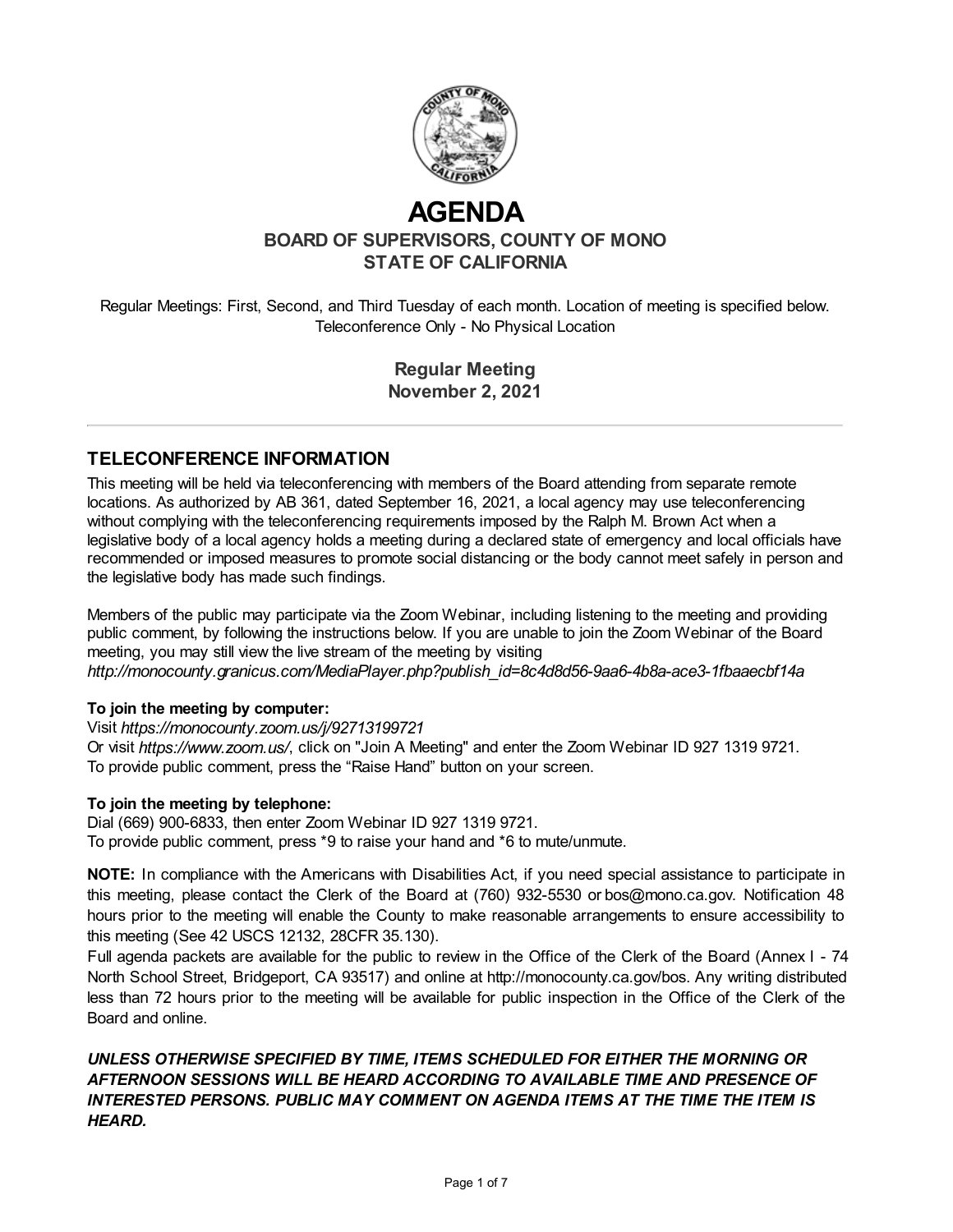# AGENDA

## BOARD OF SUPERVISORS, COUNTY OF MONO
## STATE OF CALIFORNIA

Regular Meetings: First, Second, and Third Tuesday of each month. Location of meeting is specified below.
Teleconference Only - No Physical Location

### Regular Meeting
### November 2, 2021

---

## TELECONFERENCE INFORMATION

This meeting will be held via teleconferencing with members of the Board attending from separate remote locations. As authorized by AB 361, dated September 16, 2021, a local agency may use teleconferencing without complying with the teleconferencing requirements imposed by the Ralph M. Brown Act when a legislative body of a local agency holds a meeting during a declared state of emergency and local officials have recommended or imposed measures to promote social distancing or the body cannot meet safely in person and the legislative body has made such findings.

Members of the public may participate via the Zoom Webinar, including listening to the meeting and providing public comment, by following the instructions below. If you are unable to join the Zoom Webinar of the Board meeting, you may still view the live stream of the meeting by visiting *http://monocounty.granicus.com/MediaPlayer.php?publish_id=8c4d8d56-9aa6-4b8a-ace3-1fbaaecbf14a*

**To join the meeting by computer:**
Visit *https://monocounty.zoom.us/j/92713199721*
Or visit *https://www.zoom.us/*, click on "Join A Meeting" and enter the Zoom Webinar ID 927 1319 9721.
To provide public comment, press the "Raise Hand" button on your screen.

**To join the meeting by telephone:**
Dial (669) 900-6833, then enter Zoom Webinar ID 927 1319 9721.
To provide public comment, press *9 to raise your hand and *6 to mute/unmute.

**NOTE:** In compliance with the Americans with Disabilities Act, if you need special assistance to participate in this meeting, please contact the Clerk of the Board at (760) 932-5530 or bos@mono.ca.gov. Notification 48 hours prior to the meeting will enable the County to make reasonable arrangements to ensure accessibility to this meeting (See 42 USCS 12132, 28CFR 35.130).
Full agenda packets are available for the public to review in the Office of the Clerk of the Board (Annex I - 74 North School Street, Bridgeport, CA 93517) and online at http://monocounty.ca.gov/bos. Any writing distributed less than 72 hours prior to the meeting will be available for public inspection in the Office of the Clerk of the Board and online.

***UNLESS OTHERWISE SPECIFIED BY TIME, ITEMS SCHEDULED FOR EITHER THE MORNING OR AFTERNOON SESSIONS WILL BE HEARD ACCORDING TO AVAILABLE TIME AND PRESENCE OF INTERESTED PERSONS. PUBLIC MAY COMMENT ON AGENDA ITEMS AT THE TIME THE ITEM IS HEARD.***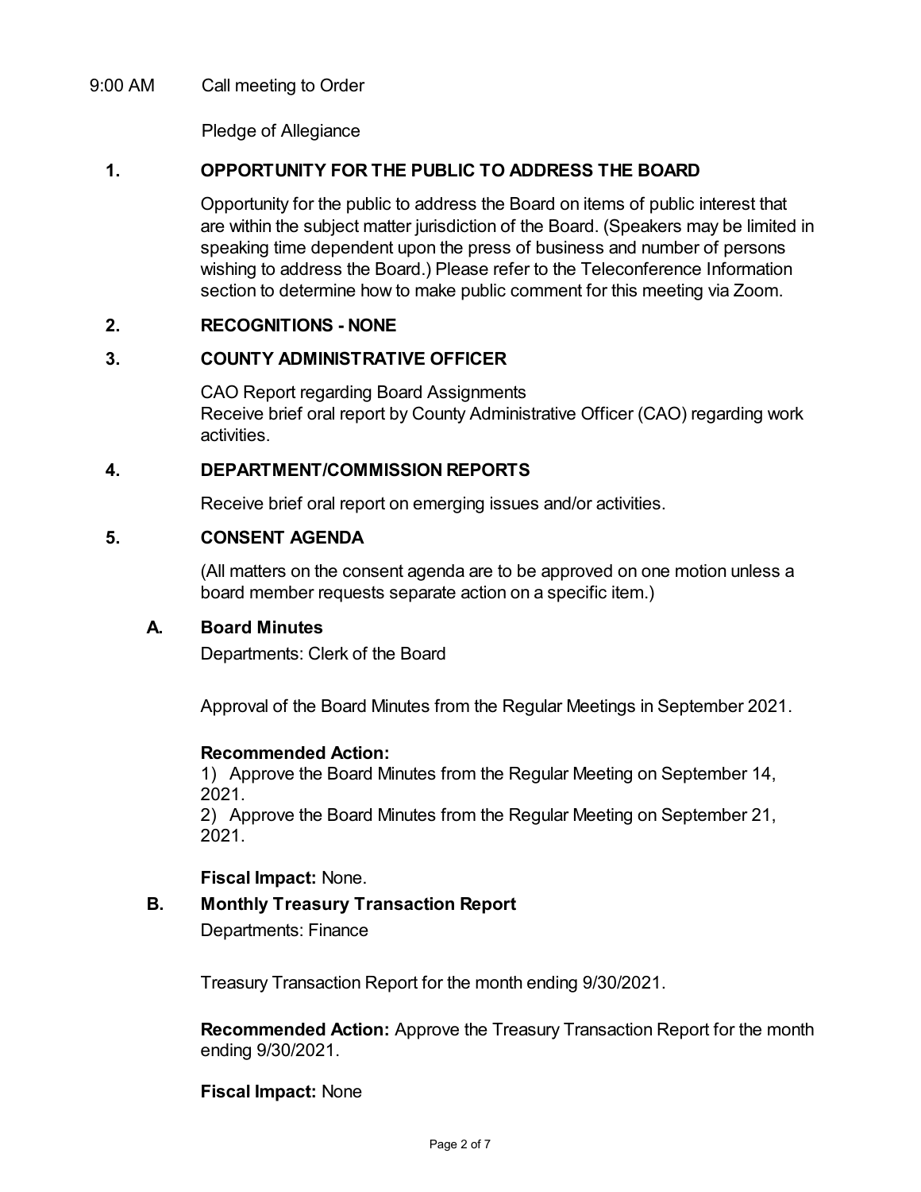9:00 AM Call meeting to Order

Pledge of Allegiance

## 1. OPPORTUNITY FOR THE PUBLIC TO ADDRESS THE BOARD

Opportunity for the public to address the Board on items of public interest that are within the subject matter jurisdiction of the Board. (Speakers may be limited in speaking time dependent upon the press of business and number of persons wishing to address the Board.) Please refer to the Teleconference Information section to determine how to make public comment for this meeting via Zoom.

## 2. RECOGNITIONS - NONE

## 3. COUNTY ADMINISTRATIVE OFFICER

CAO Report regarding Board Assignments
Receive brief oral report by County Administrative Officer (CAO) regarding work activities.

## 4. DEPARTMENT/COMMISSION REPORTS

Receive brief oral report on emerging issues and/or activities.

## 5. CONSENT AGENDA

(All matters on the consent agenda are to be approved on one motion unless a board member requests separate action on a specific item.)

### A. Board Minutes

Departments: Clerk of the Board

Approval of the Board Minutes from the Regular Meetings in September 2021.

**Recommended Action:**
1) Approve the Board Minutes from the Regular Meeting on September 14, 2021.
2) Approve the Board Minutes from the Regular Meeting on September 21, 2021.

**Fiscal Impact:** None.

### B. Monthly Treasury Transaction Report

Departments: Finance

Treasury Transaction Report for the month ending 9/30/2021.

**Recommended Action:** Approve the Treasury Transaction Report for the month ending 9/30/2021.

**Fiscal Impact:** None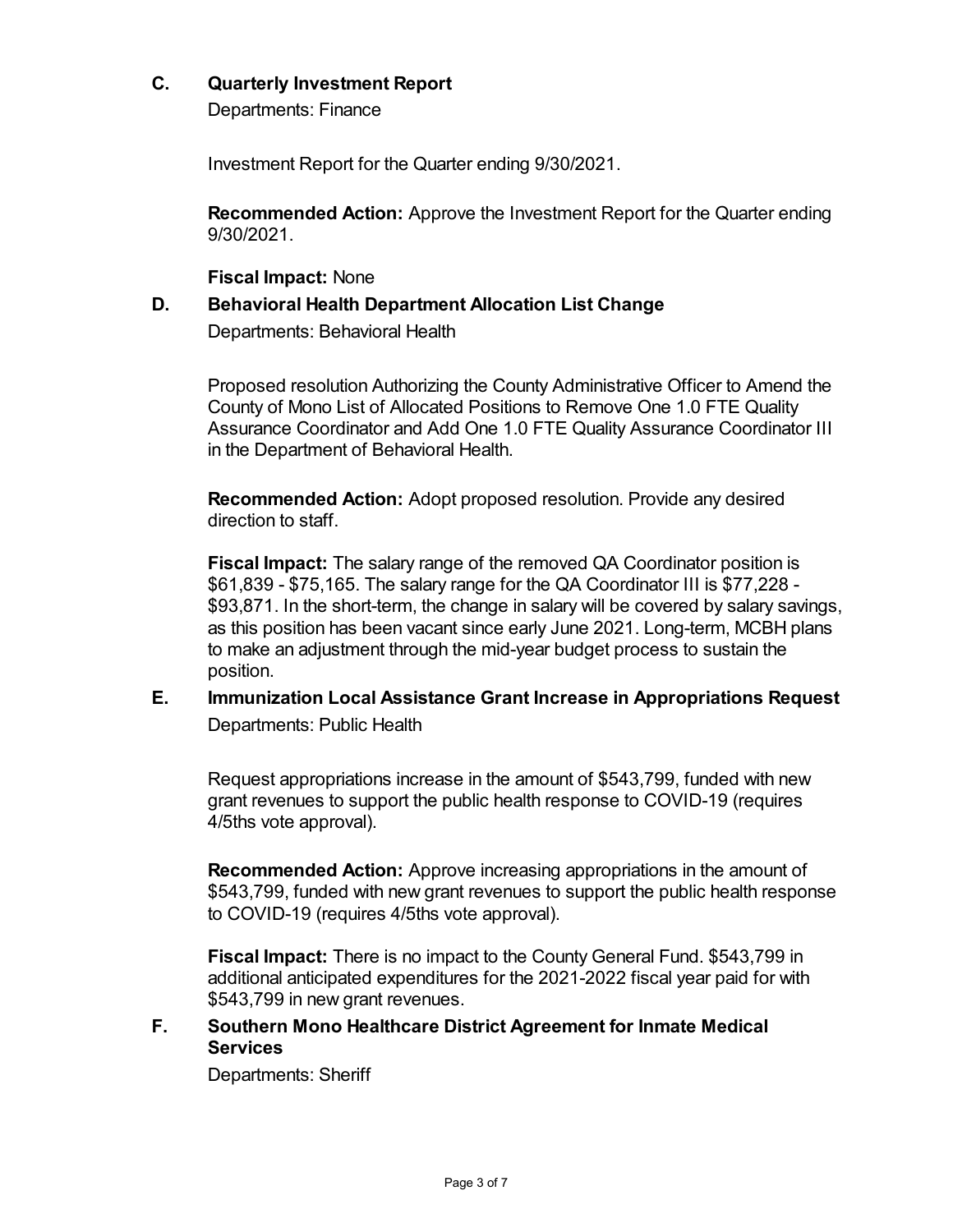### C. Quarterly Investment Report

Departments: Finance

Investment Report for the Quarter ending 9/30/2021.

**Recommended Action:** Approve the Investment Report for the Quarter ending 9/30/2021.

**Fiscal Impact:** None

### D. Behavioral Health Department Allocation List Change

Departments: Behavioral Health

Proposed resolution Authorizing the County Administrative Officer to Amend the County of Mono List of Allocated Positions to Remove One 1.0 FTE Quality Assurance Coordinator and Add One 1.0 FTE Quality Assurance Coordinator III in the Department of Behavioral Health.

**Recommended Action:** Adopt proposed resolution. Provide any desired direction to staff.

**Fiscal Impact:** The salary range of the removed QA Coordinator position is $61,839 - $75,165. The salary range for the QA Coordinator III is $77,228 - $93,871. In the short-term, the change in salary will be covered by salary savings, as this position has been vacant since early June 2021. Long-term, MCBH plans to make an adjustment through the mid-year budget process to sustain the position.

### E. Immunization Local Assistance Grant Increase in Appropriations Request

Departments: Public Health

Request appropriations increase in the amount of $543,799, funded with new grant revenues to support the public health response to COVID-19 (requires 4/5ths vote approval).

**Recommended Action:** Approve increasing appropriations in the amount of $543,799, funded with new grant revenues to support the public health response to COVID-19 (requires 4/5ths vote approval).

**Fiscal Impact:** There is no impact to the County General Fund. $543,799 in additional anticipated expenditures for the 2021-2022 fiscal year paid for with $543,799 in new grant revenues.

### F. Southern Mono Healthcare District Agreement for Inmate Medical Services

Departments: Sheriff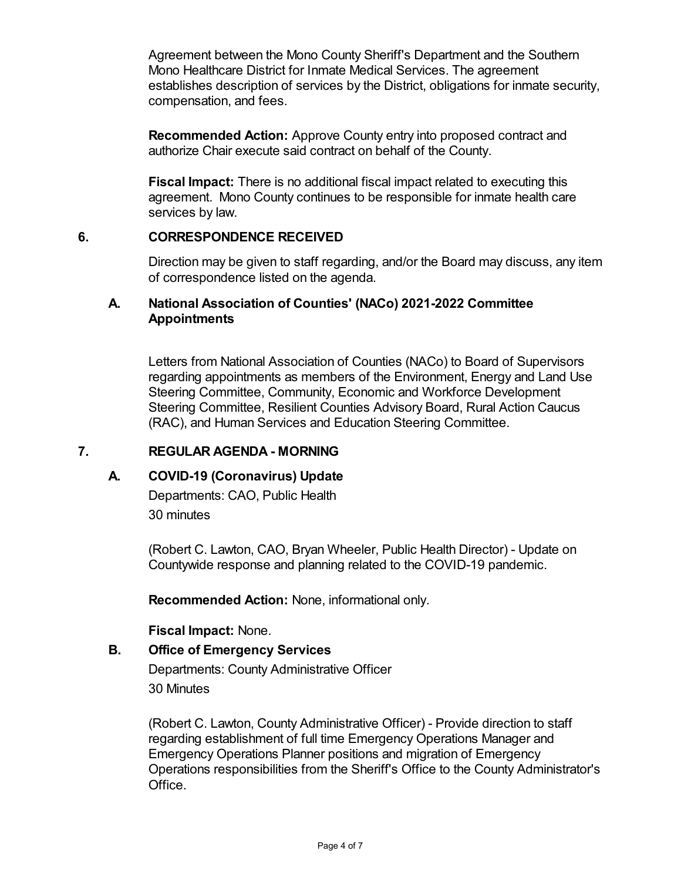Agreement between the Mono County Sheriff's Department and the Southern Mono Healthcare District for Inmate Medical Services. The agreement establishes description of services by the District, obligations for inmate security, compensation, and fees.

**Recommended Action:** Approve County entry into proposed contract and authorize Chair execute said contract on behalf of the County.

**Fiscal Impact:** There is no additional fiscal impact related to executing this agreement. Mono County continues to be responsible for inmate health care services by law.

## 6. CORRESPONDENCE RECEIVED

Direction may be given to staff regarding, and/or the Board may discuss, any item of correspondence listed on the agenda.

### A. National Association of Counties' (NACo) 2021-2022 Committee Appointments

Letters from National Association of Counties (NACo) to Board of Supervisors regarding appointments as members of the Environment, Energy and Land Use Steering Committee, Community, Economic and Workforce Development Steering Committee, Resilient Counties Advisory Board, Rural Action Caucus (RAC), and Human Services and Education Steering Committee.

## 7. REGULAR AGENDA - MORNING

### A. COVID-19 (Coronavirus) Update

Departments: CAO, Public Health

30 minutes

(Robert C. Lawton, CAO, Bryan Wheeler, Public Health Director) - Update on Countywide response and planning related to the COVID-19 pandemic.

**Recommended Action:** None, informational only.

**Fiscal Impact:** None.

### B. Office of Emergency Services

Departments: County Administrative Officer

30 Minutes

(Robert C. Lawton, County Administrative Officer) - Provide direction to staff regarding establishment of full time Emergency Operations Manager and Emergency Operations Planner positions and migration of Emergency Operations responsibilities from the Sheriff's Office to the County Administrator's Office.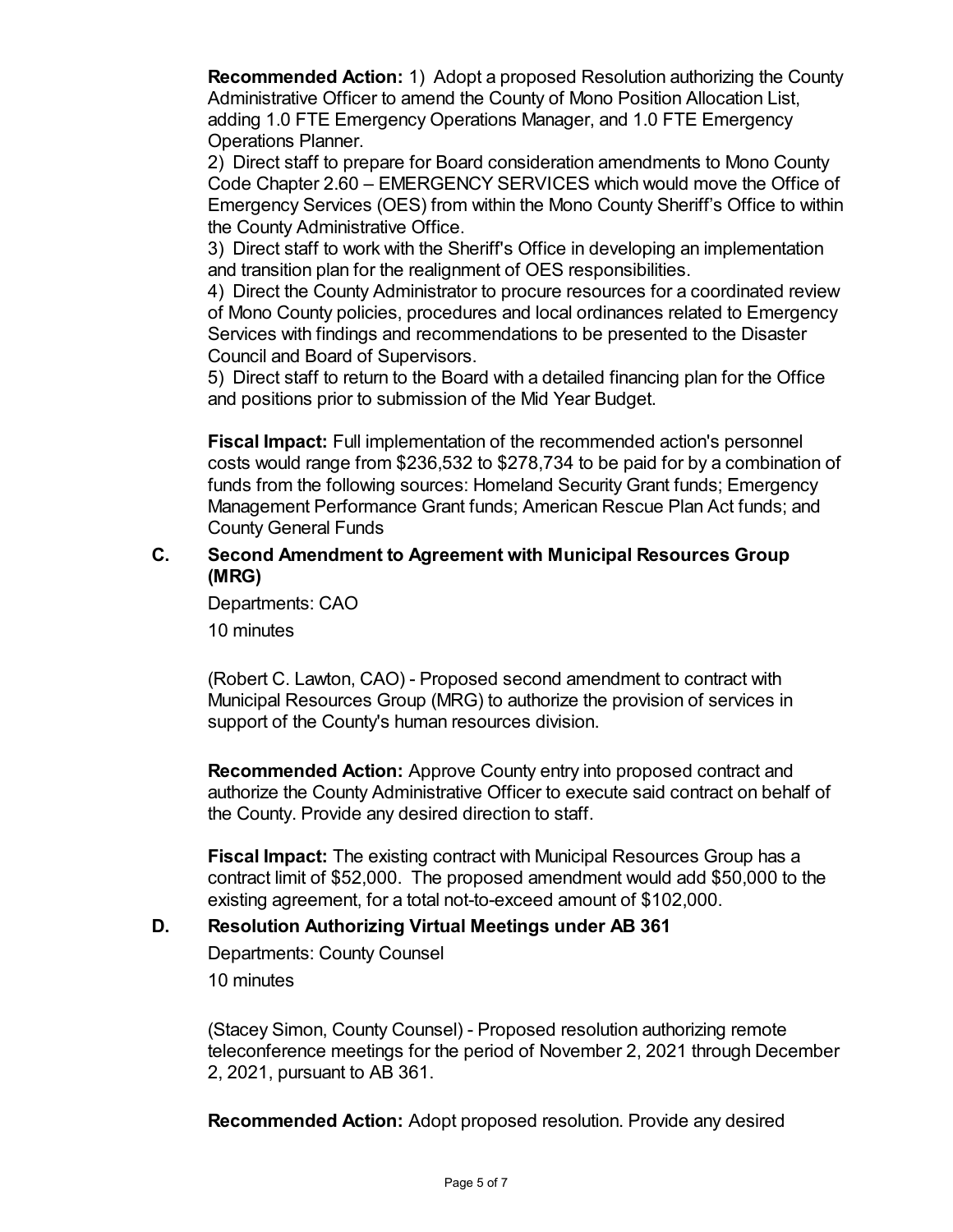**Recommended Action:** 1) Adopt a proposed Resolution authorizing the County Administrative Officer to amend the County of Mono Position Allocation List, adding 1.0 FTE Emergency Operations Manager, and 1.0 FTE Emergency Operations Planner.

2) Direct staff to prepare for Board consideration amendments to Mono County Code Chapter 2.60 – EMERGENCY SERVICES which would move the Office of Emergency Services (OES) from within the Mono County Sheriff's Office to within the County Administrative Office.

3) Direct staff to work with the Sheriff's Office in developing an implementation and transition plan for the realignment of OES responsibilities.

4) Direct the County Administrator to procure resources for a coordinated review of Mono County policies, procedures and local ordinances related to Emergency Services with findings and recommendations to be presented to the Disaster Council and Board of Supervisors.

5) Direct staff to return to the Board with a detailed financing plan for the Office and positions prior to submission of the Mid Year Budget.

**Fiscal Impact:** Full implementation of the recommended action's personnel costs would range from $236,532 to $278,734 to be paid for by a combination of funds from the following sources: Homeland Security Grant funds; Emergency Management Performance Grant funds; American Rescue Plan Act funds; and County General Funds

### C. Second Amendment to Agreement with Municipal Resources Group (MRG)

Departments: CAO

10 minutes

(Robert C. Lawton, CAO) - Proposed second amendment to contract with Municipal Resources Group (MRG) to authorize the provision of services in support of the County's human resources division.

**Recommended Action:** Approve County entry into proposed contract and authorize the County Administrative Officer to execute said contract on behalf of the County. Provide any desired direction to staff.

**Fiscal Impact:** The existing contract with Municipal Resources Group has a contract limit of $52,000. The proposed amendment would add $50,000 to the existing agreement, for a total not-to-exceed amount of $102,000.

### D. Resolution Authorizing Virtual Meetings under AB 361

Departments: County Counsel

10 minutes

(Stacey Simon, County Counsel) - Proposed resolution authorizing remote teleconference meetings for the period of November 2, 2021 through December 2, 2021, pursuant to AB 361.

**Recommended Action:** Adopt proposed resolution. Provide any desired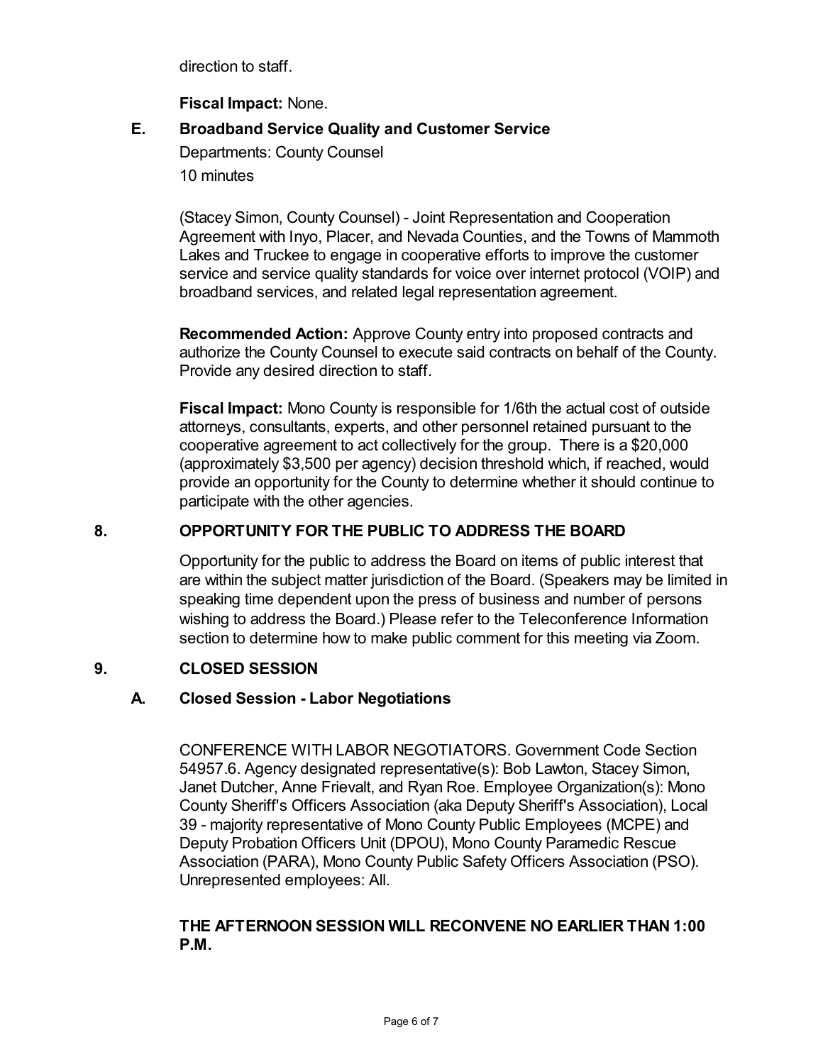direction to staff.

**Fiscal Impact:** None.

### E. Broadband Service Quality and Customer Service

Departments: County Counsel

10 minutes

(Stacey Simon, County Counsel) - Joint Representation and Cooperation Agreement with Inyo, Placer, and Nevada Counties, and the Towns of Mammoth Lakes and Truckee to engage in cooperative efforts to improve the customer service and service quality standards for voice over internet protocol (VOIP) and broadband services, and related legal representation agreement.

**Recommended Action:** Approve County entry into proposed contracts and authorize the County Counsel to execute said contracts on behalf of the County. Provide any desired direction to staff.

**Fiscal Impact:** Mono County is responsible for 1/6th the actual cost of outside attorneys, consultants, experts, and other personnel retained pursuant to the cooperative agreement to act collectively for the group. There is a $20,000 (approximately $3,500 per agency) decision threshold which, if reached, would provide an opportunity for the County to determine whether it should continue to participate with the other agencies.

## 8. OPPORTUNITY FOR THE PUBLIC TO ADDRESS THE BOARD

Opportunity for the public to address the Board on items of public interest that are within the subject matter jurisdiction of the Board. (Speakers may be limited in speaking time dependent upon the press of business and number of persons wishing to address the Board.) Please refer to the Teleconference Information section to determine how to make public comment for this meeting via Zoom.

## 9. CLOSED SESSION

### A. Closed Session - Labor Negotiations

CONFERENCE WITH LABOR NEGOTIATORS. Government Code Section 54957.6. Agency designated representative(s): Bob Lawton, Stacey Simon, Janet Dutcher, Anne Frievalt, and Ryan Roe. Employee Organization(s): Mono County Sheriff's Officers Association (aka Deputy Sheriff's Association), Local 39 - majority representative of Mono County Public Employees (MCPE) and Deputy Probation Officers Unit (DPOU), Mono County Paramedic Rescue Association (PARA), Mono County Public Safety Officers Association (PSO). Unrepresented employees: All.

**THE AFTERNOON SESSION WILL RECONVENE NO EARLIER THAN 1:00 P.M.**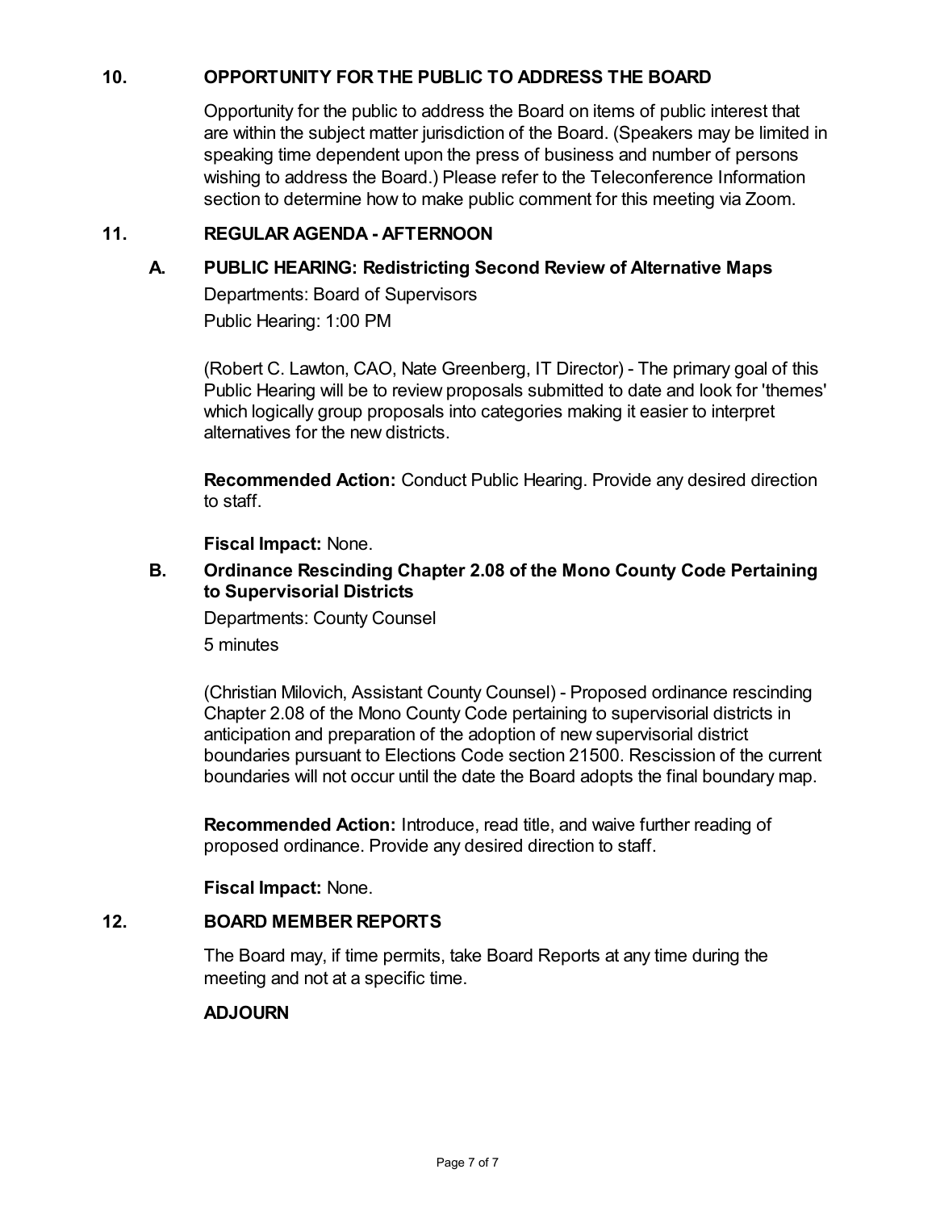## 10. OPPORTUNITY FOR THE PUBLIC TO ADDRESS THE BOARD

Opportunity for the public to address the Board on items of public interest that are within the subject matter jurisdiction of the Board. (Speakers may be limited in speaking time dependent upon the press of business and number of persons wishing to address the Board.) Please refer to the Teleconference Information section to determine how to make public comment for this meeting via Zoom.

## 11. REGULAR AGENDA - AFTERNOON

### A. PUBLIC HEARING: Redistricting Second Review of Alternative Maps

Departments: Board of Supervisors

Public Hearing: 1:00 PM

(Robert C. Lawton, CAO, Nate Greenberg, IT Director) - The primary goal of this Public Hearing will be to review proposals submitted to date and look for 'themes' which logically group proposals into categories making it easier to interpret alternatives for the new districts.

**Recommended Action:** Conduct Public Hearing. Provide any desired direction to staff.

**Fiscal Impact:** None.

### B. Ordinance Rescinding Chapter 2.08 of the Mono County Code Pertaining to Supervisorial Districts

Departments: County Counsel

5 minutes

(Christian Milovich, Assistant County Counsel) - Proposed ordinance rescinding Chapter 2.08 of the Mono County Code pertaining to supervisorial districts in anticipation and preparation of the adoption of new supervisorial district boundaries pursuant to Elections Code section 21500. Rescission of the current boundaries will not occur until the date the Board adopts the final boundary map.

**Recommended Action:** Introduce, read title, and waive further reading of proposed ordinance. Provide any desired direction to staff.

**Fiscal Impact:** None.

## 12. BOARD MEMBER REPORTS

The Board may, if time permits, take Board Reports at any time during the meeting and not at a specific time.

**ADJOURN**